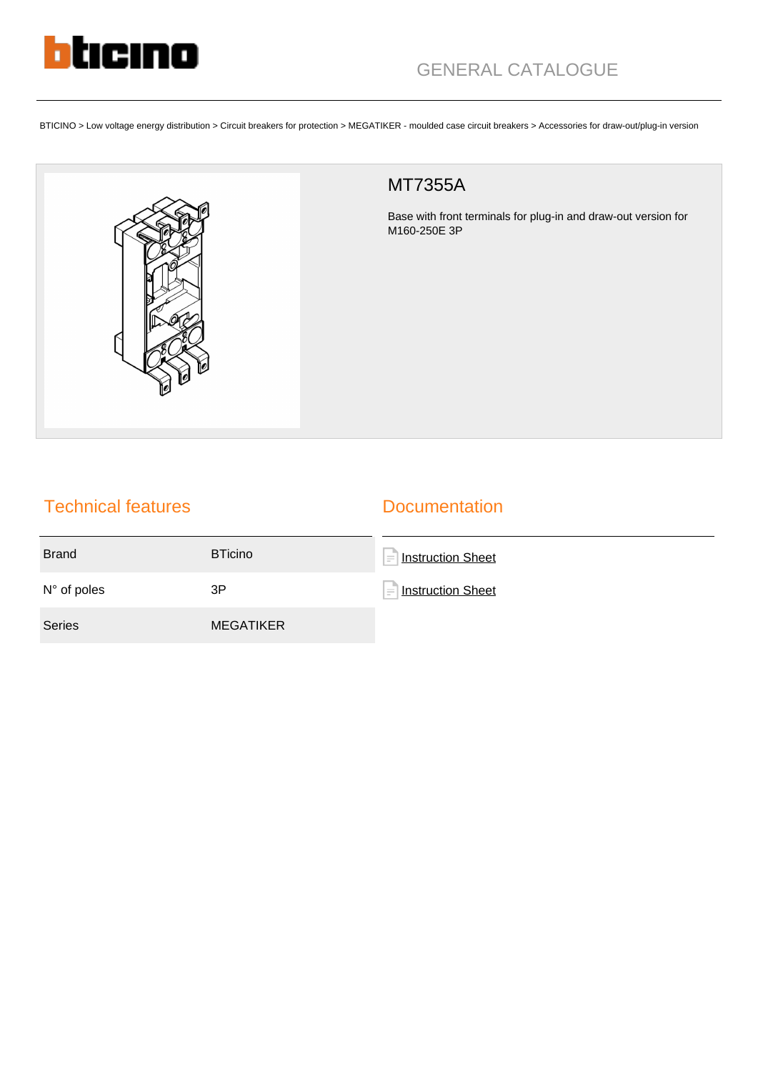GENERAL CATALOGUE

BTICINO > Low voltage energy distribution > Circuit breakers for protection > MEGATIKER - moulded case circuit breakers > Accessories for draw-out/plug-in version

# MT7355A

Base with front terminals for plug-in and draw-out version for M160-250E 3P

## Technical features

| | |
|---|---|
| Brand | BTicino |
| N° of poles | 3P |
| Series | MEGATIKER |

## Documentation

- Instruction Sheet
- Instruction Sheet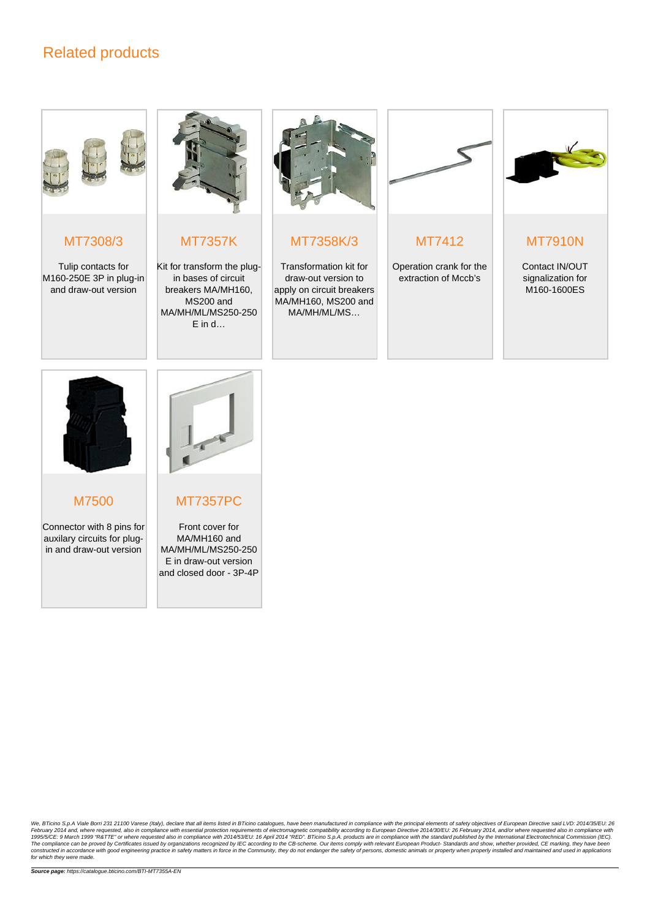## Related products

### MT7308/3

Tulip contacts for M160-250E 3P in plug-in and draw-out version

### MT7357K

Kit for transform the plug-in bases of circuit breakers MA/MH160, MS200 and MA/MH/ML/MS250-250 E in d…

### MT7358K/3

Transformation kit for draw-out version to apply on circuit breakers MA/MH160, MS200 and MA/MH/ML/MS…

### MT7412

Operation crank for the extraction of Mccb's

### MT7910N

Contact IN/OUT signalization for M160-1600ES

### M7500

Connector with 8 pins for auxilary circuits for plug-in and draw-out version

### MT7357PC

Front cover for MA/MH160 and MA/MH/ML/MS250-250 E in draw-out version and closed door - 3P-4P

*We, BTicino S.p.A Viale Borri 231 21100 Varese (Italy), declare that all items listed in BTicino catalogues, have been manufactured in compliance with the principal elements of safety objectives of European Directive said LVD: 2014/35/EU: 26 February 2014 and, where requested, also in compliance with essential protection requirements of electromagnetic compatibility according to European Directive 2014/30/EU: 26 February 2014, and/or where requested also in compliance with 1995/5/CE: 9 March 1999 "R&TTE" or where requested also in compliance with 2014/53/EU: 16 April 2014 "RED". BTicino S.p.A. products are in compliance with the standard published by the International Electrotechnical Commission (IEC). The compliance can be proved by Certificates issued by organizations recognized by IEC according to the CB-scheme. Our items comply with relevant European Product- Standards and show, whether provided, CE marking, they have been constructed in accordance with good engineering practice in safety matters in force in the Community, they do not endanger the safety of persons, domestic animals or property when properly installed and maintained and used in applications for which they were made.*

***Source page:*** *https://catalogue.bticino.com/BTI-MT7355A-EN*